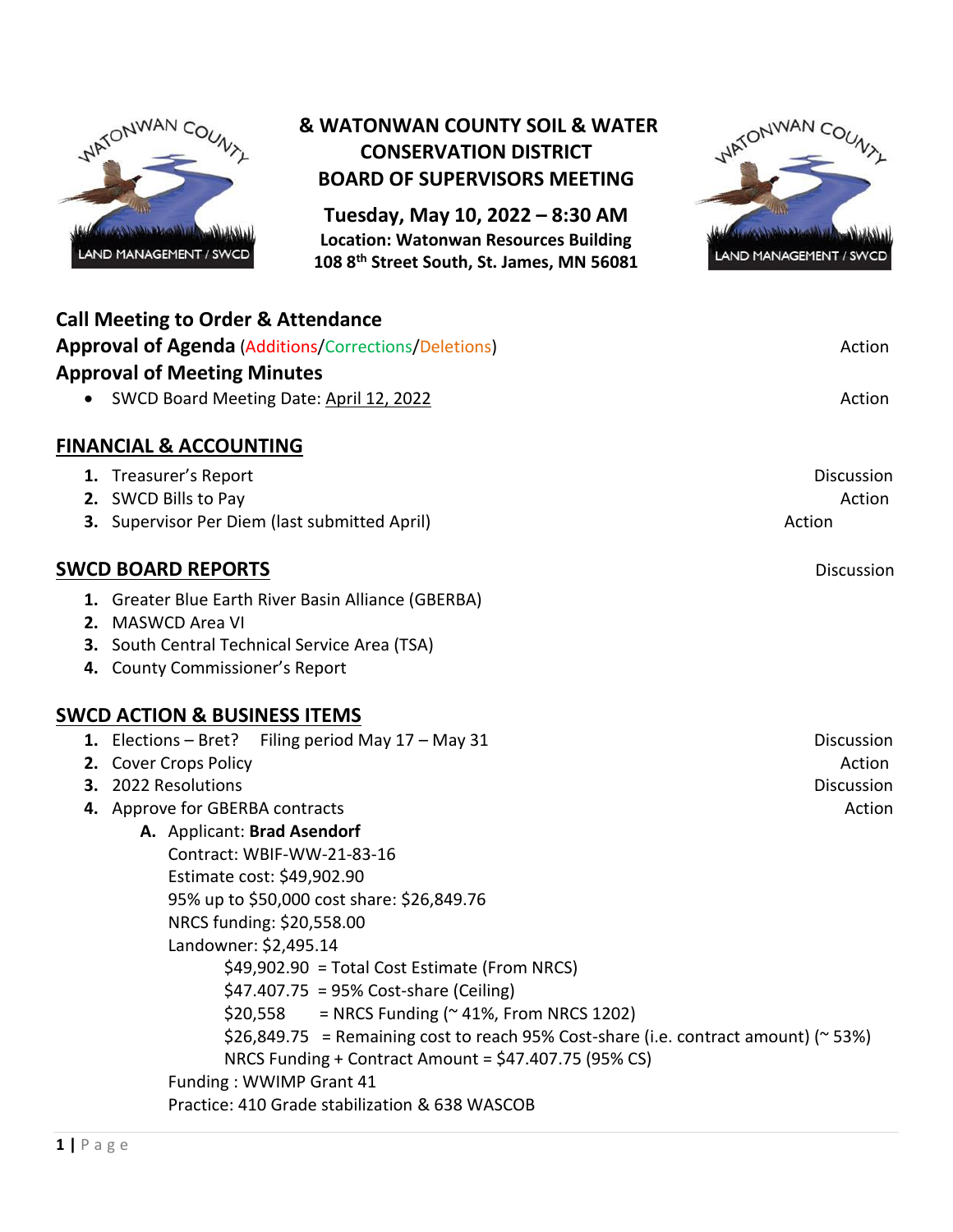# & WATONWAN COUNTY SOIL & WATER CONSERVATION DISTRICT BOARD OF SUPERVISORS MEETING

**Tuesday, May 10, 2022 – 8:30 AM**
**Location: Watonwan Resources Building**
**108 8th Street South, St. James, MN 56081**

**Call Meeting to Order & Attendance**

**Approval of Agenda** (Additions/Corrections/Deletions) — Action

**Approval of Meeting Minutes**

- SWCD Board Meeting Date: April 12, 2022 — Action

## FINANCIAL & ACCOUNTING

1. Treasurer's Report — Discussion
2. SWCD Bills to Pay — Action
3. Supervisor Per Diem (last submitted April) — Action

## SWCD BOARD REPORTS — Discussion

1. Greater Blue Earth River Basin Alliance (GBERBA)
2. MASWCD Area VI
3. South Central Technical Service Area (TSA)
4. County Commissioner's Report

## SWCD ACTION & BUSINESS ITEMS

1. Elections – Bret? Filing period May 17 – May 31 — Discussion
2. Cover Crops Policy — Action
3. 2022 Resolutions — Discussion
4. Approve for GBERBA contracts — Action
   A. Applicant: **Brad Asendorf**
      Contract: WBIF-WW-21-83-16
      Estimate cost: $49,902.90
      95% up to $50,000 cost share: $26,849.76
      NRCS funding: $20,558.00
      Landowner: $2,495.14
      - $49,902.90 = Total Cost Estimate (From NRCS)
      - $47.407.75 = 95% Cost-share (Ceiling)
      - $20,558 = NRCS Funding (~ 41%, From NRCS 1202)
      - $26,849.75 = Remaining cost to reach 95% Cost-share (i.e. contract amount) (~ 53%)
      - NRCS Funding + Contract Amount = $47.407.75 (95% CS)

      Funding : WWIMP Grant 41
      Practice: 410 Grade stabilization & 638 WASCOB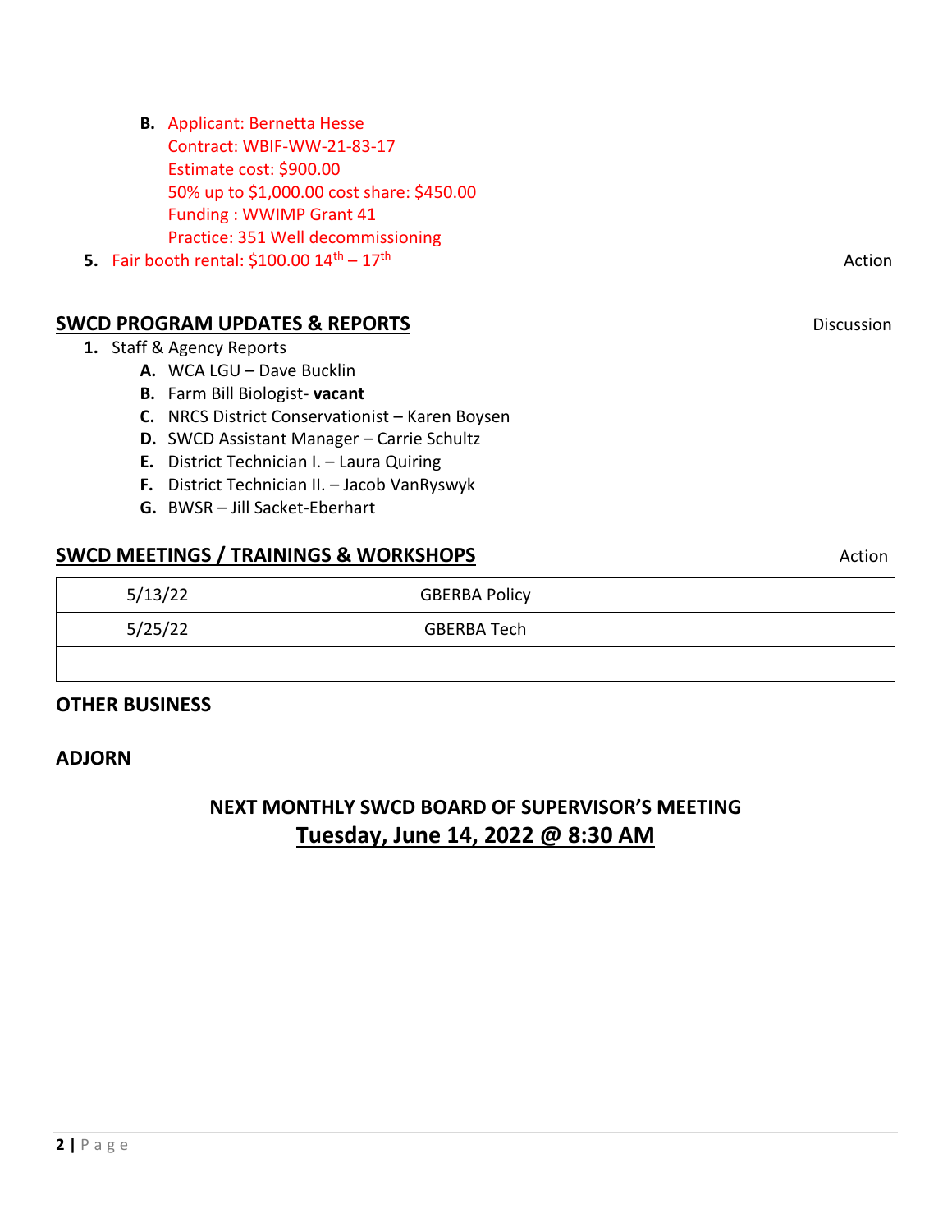B. Applicant: Bernetta Hesse
   Contract: WBIF-WW-21-83-17
   Estimate cost: $900.00
   50% up to $1,000.00 cost share: $450.00
   Funding : WWIMP Grant 41
   Practice: 351 Well decommissioning

5. Fair booth rental: $100.00 14th – 17th — Action

## SWCD PROGRAM UPDATES & REPORTS — Discussion

1. Staff & Agency Reports
   - A. WCA LGU – Dave Bucklin
   - B. Farm Bill Biologist- **vacant**
   - C. NRCS District Conservationist – Karen Boysen
   - D. SWCD Assistant Manager – Carrie Schultz
   - E. District Technician I. – Laura Quiring
   - F. District Technician II. – Jacob VanRyswyk
   - G. BWSR – Jill Sacket-Eberhart

## SWCD MEETINGS / TRAININGS & WORKSHOPS — Action

| | | |
|---|---|---|
| 5/13/22 | GBERBA Policy | |
| 5/25/22 | GBERBA Tech | |
| | | |

## OTHER BUSINESS

## ADJORN

**NEXT MONTHLY SWCD BOARD OF SUPERVISOR'S MEETING**
**Tuesday, June 14, 2022 @ 8:30 AM**